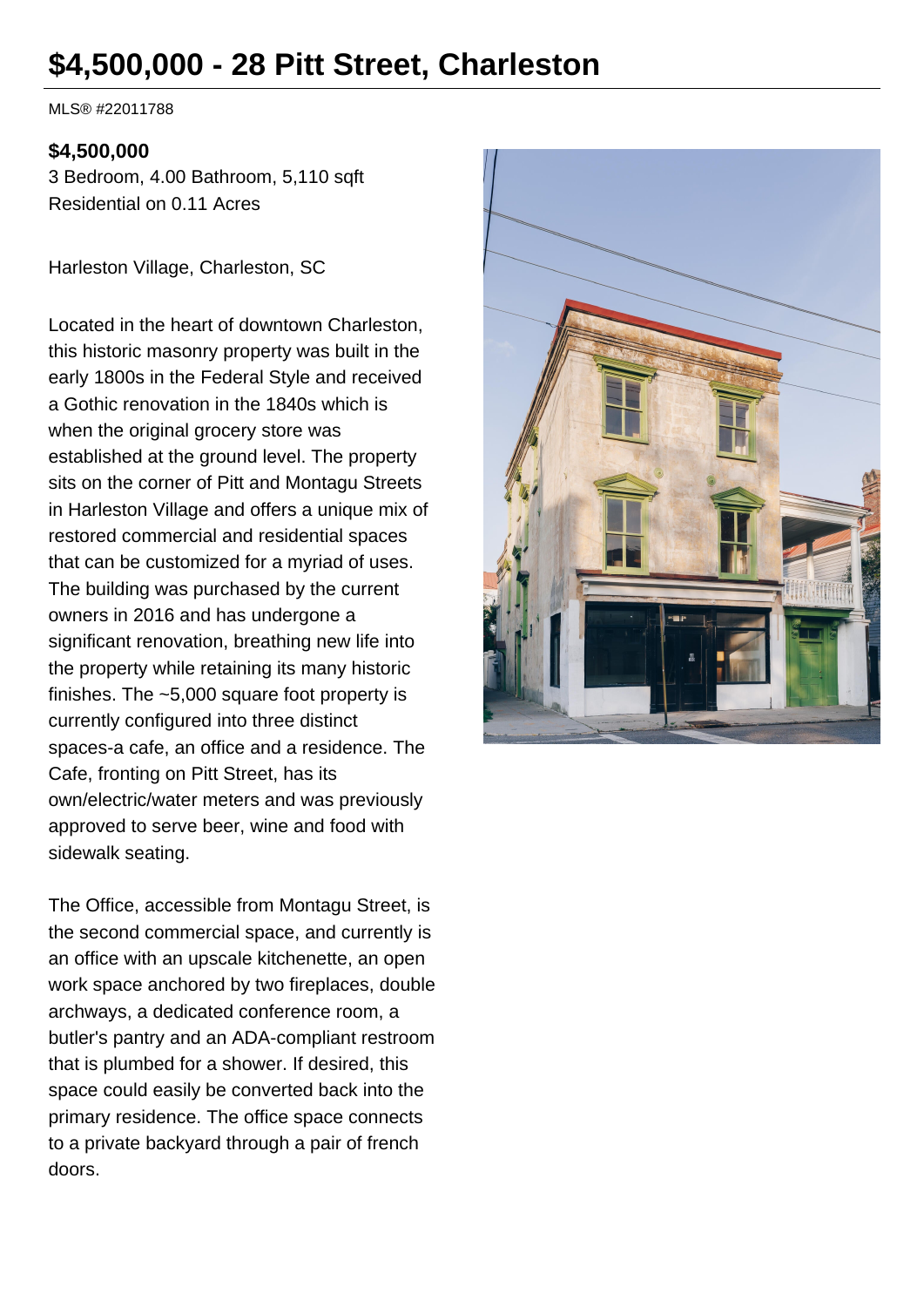# $4,500,000 - 28 Pitt Street, Charleston

MLS® #22011788

**$4,500,000**

3 Bedroom, 4.00 Bathroom, 5,110 sqft
Residential on 0.11 Acres

Harleston Village, Charleston, SC

Located in the heart of downtown Charleston, this historic masonry property was built in the early 1800s in the Federal Style and received a Gothic renovation in the 1840s which is when the original grocery store was established at the ground level. The property sits on the corner of Pitt and Montagu Streets in Harleston Village and offers a unique mix of restored commercial and residential spaces that can be customized for a myriad of uses. The building was purchased by the current owners in 2016 and has undergone a significant renovation, breathing new life into the property while retaining its many historic finishes. The ~5,000 square foot property is currently configured into three distinct spaces-a cafe, an office and a residence. The Cafe, fronting on Pitt Street, has its own/electric/water meters and was previously approved to serve beer, wine and food with sidewalk seating.

The Office, accessible from Montagu Street, is the second commercial space, and currently is an office with an upscale kitchenette, an open work space anchored by two fireplaces, double archways, a dedicated conference room, a butler's pantry and an ADA-compliant restroom that is plumbed for a shower. If desired, this space could easily be converted back into the primary residence. The office space connects to a private backyard through a pair of french doors.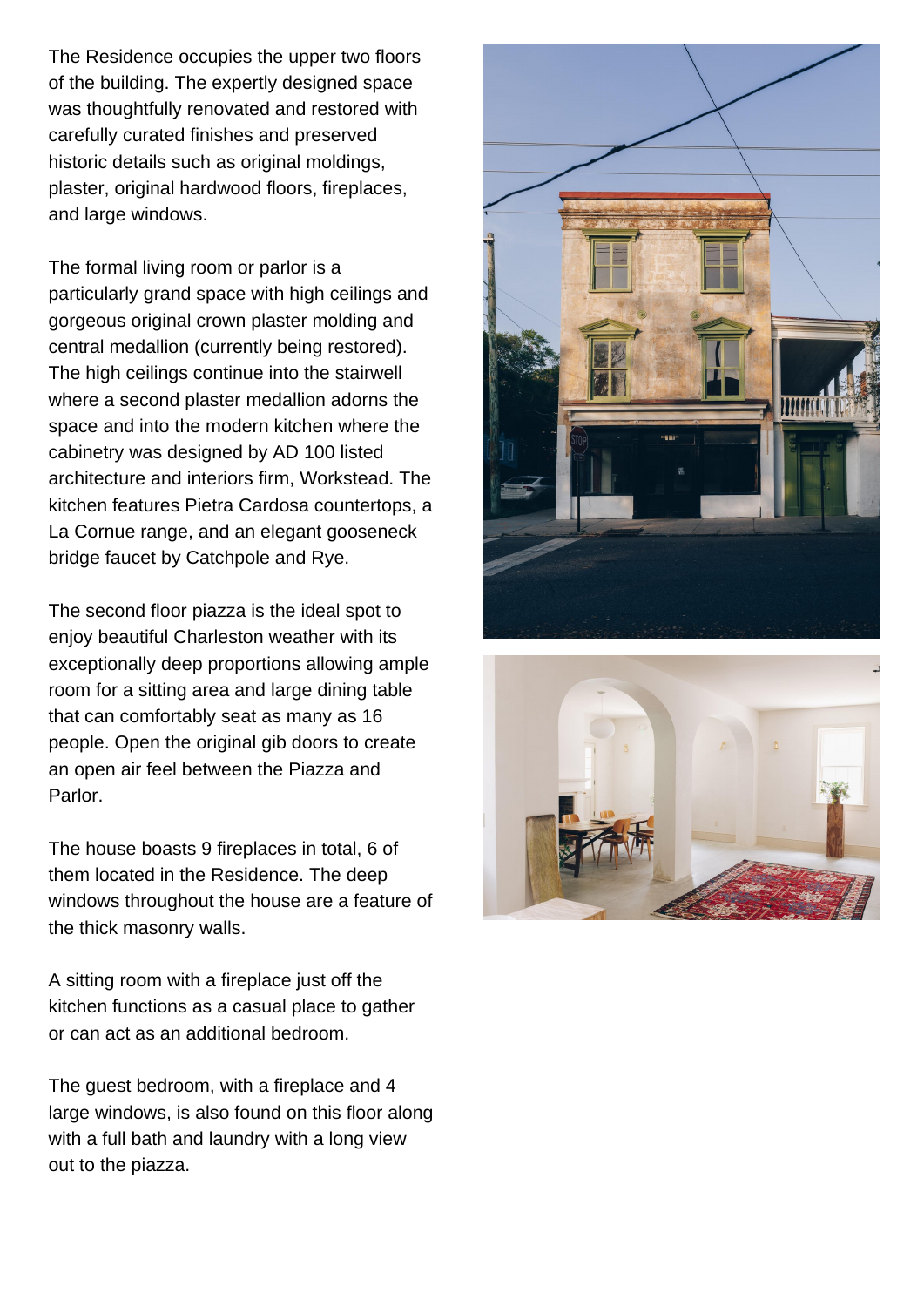The Residence occupies the upper two floors of the building. The expertly designed space was thoughtfully renovated and restored with carefully curated finishes and preserved historic details such as original moldings, plaster, original hardwood floors, fireplaces, and large windows.

The formal living room or parlor is a particularly grand space with high ceilings and gorgeous original crown plaster molding and central medallion (currently being restored). The high ceilings continue into the stairwell where a second plaster medallion adorns the space and into the modern kitchen where the cabinetry was designed by AD 100 listed architecture and interiors firm, Workstead. The kitchen features Pietra Cardosa countertops, a La Cornue range, and an elegant gooseneck bridge faucet by Catchpole and Rye.

The second floor piazza is the ideal spot to enjoy beautiful Charleston weather with its exceptionally deep proportions allowing ample room for a sitting area and large dining table that can comfortably seat as many as 16 people. Open the original gib doors to create an open air feel between the Piazza and Parlor.

The house boasts 9 fireplaces in total, 6 of them located in the Residence. The deep windows throughout the house are a feature of the thick masonry walls.

A sitting room with a fireplace just off the kitchen functions as a casual place to gather or can act as an additional bedroom.

The guest bedroom, with a fireplace and 4 large windows, is also found on this floor along with a full bath and laundry with a long view out to the piazza.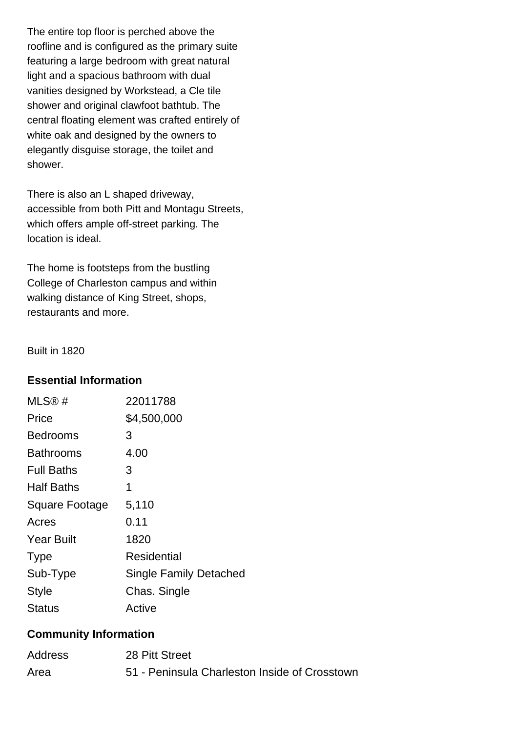The entire top floor is perched above the roofline and is configured as the primary suite featuring a large bedroom with great natural light and a spacious bathroom with dual vanities designed by Workstead, a Cle tile shower and original clawfoot bathtub. The central floating element was crafted entirely of white oak and designed by the owners to elegantly disguise storage, the toilet and shower.

There is also an L shaped driveway, accessible from both Pitt and Montagu Streets, which offers ample off-street parking. The location is ideal.

The home is footsteps from the bustling College of Charleston campus and within walking distance of King Street, shops, restaurants and more.

Built in 1820

### Essential Information

| | |
|---|---|
| MLS® # | 22011788 |
| Price | $4,500,000 |
| Bedrooms | 3 |
| Bathrooms | 4.00 |
| Full Baths | 3 |
| Half Baths | 1 |
| Square Footage | 5,110 |
| Acres | 0.11 |
| Year Built | 1820 |
| Type | Residential |
| Sub-Type | Single Family Detached |
| Style | Chas. Single |
| Status | Active |

### Community Information

| | |
|---|---|
| Address | 28 Pitt Street |
| Area | 51 - Peninsula Charleston Inside of Crosstown |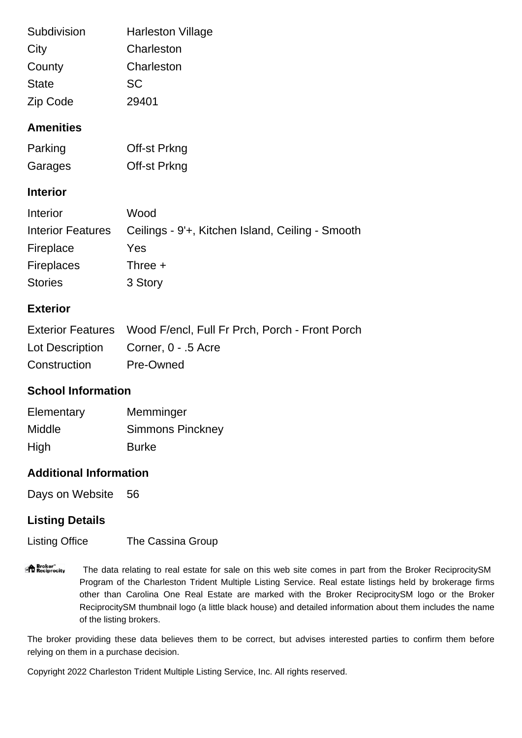| | |
|---|---|
| Subdivision | Harleston Village |
| City | Charleston |
| County | Charleston |
| State | SC |
| Zip Code | 29401 |

## Amenities

| | |
|---|---|
| Parking | Off-st Prkng |
| Garages | Off-st Prkng |

## Interior

| | |
|---|---|
| Interior | Wood |
| Interior Features | Ceilings - 9'+, Kitchen Island, Ceiling - Smooth |
| Fireplace | Yes |
| Fireplaces | Three + |
| Stories | 3 Story |

## Exterior

| | |
|---|---|
| Exterior Features | Wood F/encl, Full Fr Prch, Porch - Front Porch |
| Lot Description | Corner, 0 - .5 Acre |
| Construction | Pre-Owned |

## School Information

| | |
|---|---|
| Elementary | Memminger |
| Middle | Simmons Pinckney |
| High | Burke |

## Additional Information

| | |
|---|---|
| Days on Website | 56 |

## Listing Details

| | |
|---|---|
| Listing Office | The Cassina Group |

The data relating to real estate for sale on this web site comes in part from the Broker ReciprocitySM Program of the Charleston Trident Multiple Listing Service. Real estate listings held by brokerage firms other than Carolina One Real Estate are marked with the Broker ReciprocitySM logo or the Broker ReciprocitySM thumbnail logo (a little black house) and detailed information about them includes the name of the listing brokers.

The broker providing these data believes them to be correct, but advises interested parties to confirm them before relying on them in a purchase decision.

Copyright 2022 Charleston Trident Multiple Listing Service, Inc. All rights reserved.